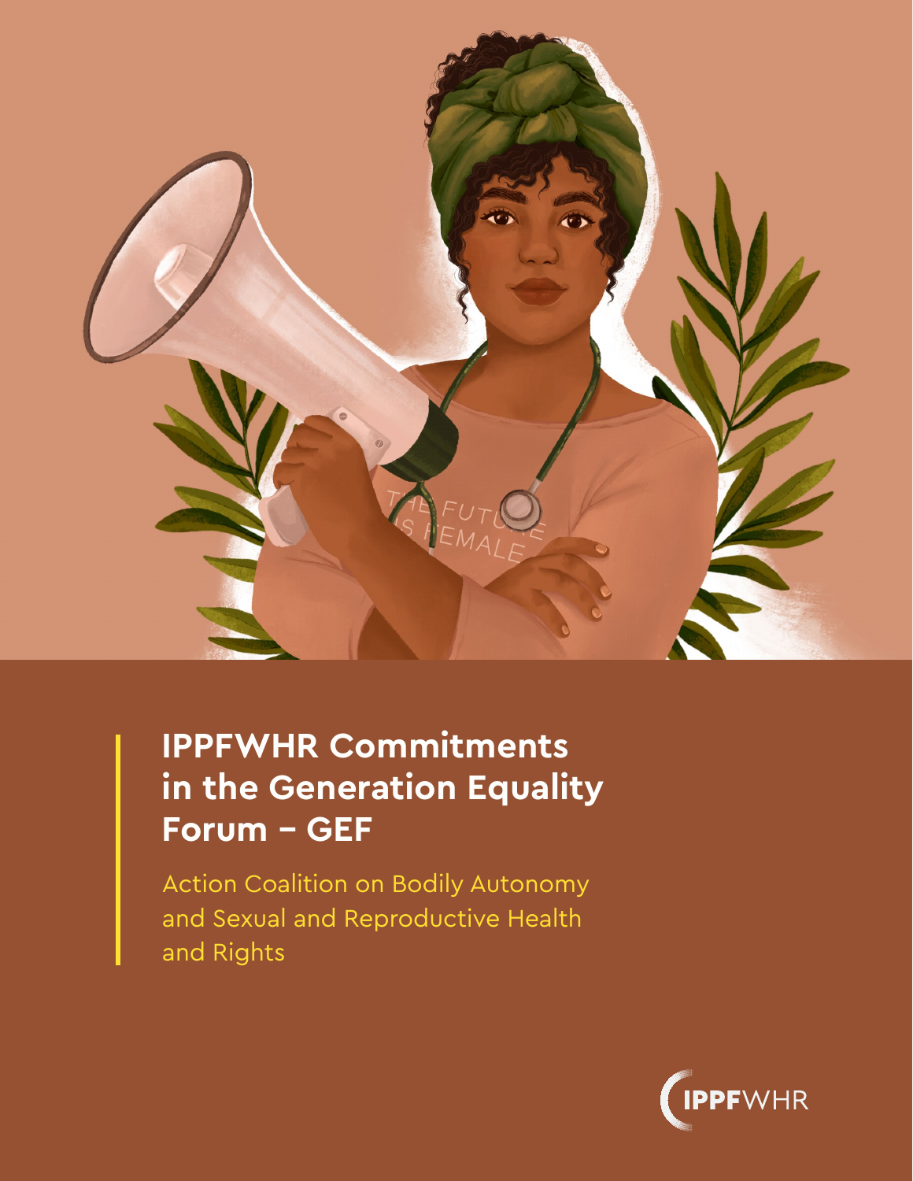# IPPFWHR Commitments in the Generation Equality Forum – GEF

Action Coalition on Bodily Autonomy and Sexual and Reproductive Health and Rights

IPPFWHR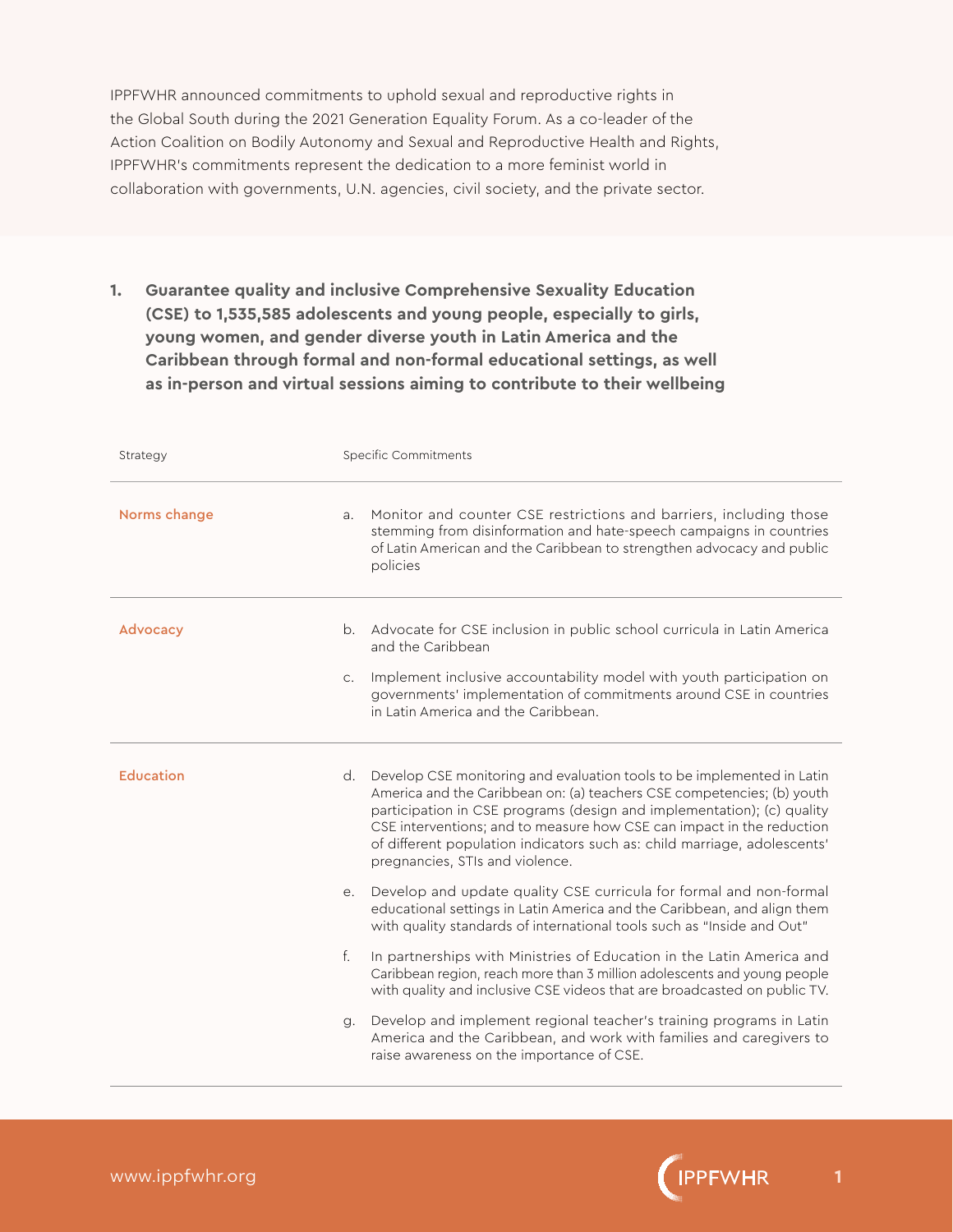IPPFWHR announced commitments to uphold sexual and reproductive rights in the Global South during the 2021 Generation Equality Forum. As a co-leader of the Action Coalition on Bodily Autonomy and Sexual and Reproductive Health and Rights, IPPFWHR's commitments represent the dedication to a more feminist world in collaboration with governments, U.N. agencies, civil society, and the private sector.

1. **Guarantee quality and inclusive Comprehensive Sexuality Education (CSE) to 1,535,585 adolescents and young people, especially to girls, young women, and gender diverse youth in Latin America and the Caribbean through formal and non-formal educational settings, as well as in-person and virtual sessions aiming to contribute to their wellbeing**

| Strategy | Specific Commitments |
|---|---|
| Norms change | a. Monitor and counter CSE restrictions and barriers, including those stemming from disinformation and hate-speech campaigns in countries of Latin American and the Caribbean to strengthen advocacy and public policies |
| Advocacy | b. Advocate for CSE inclusion in public school curricula in Latin America and the Caribbean |
| | c. Implement inclusive accountability model with youth participation on governments' implementation of commitments around CSE in countries in Latin America and the Caribbean. |
| Education | d. Develop CSE monitoring and evaluation tools to be implemented in Latin America and the Caribbean on: (a) teachers CSE competencies; (b) youth participation in CSE programs (design and implementation); (c) quality CSE interventions; and to measure how CSE can impact in the reduction of different population indicators such as: child marriage, adolescents' pregnancies, STIs and violence. |
| | e. Develop and update quality CSE curricula for formal and non-formal educational settings in Latin America and the Caribbean, and align them with quality standards of international tools such as "Inside and Out" |
| | f. In partnerships with Ministries of Education in the Latin America and Caribbean region, reach more than 3 million adolescents and young people with quality and inclusive CSE videos that are broadcasted on public TV. |
| | g. Develop and implement regional teacher's training programs in Latin America and the Caribbean, and work with families and caregivers to raise awareness on the importance of CSE. |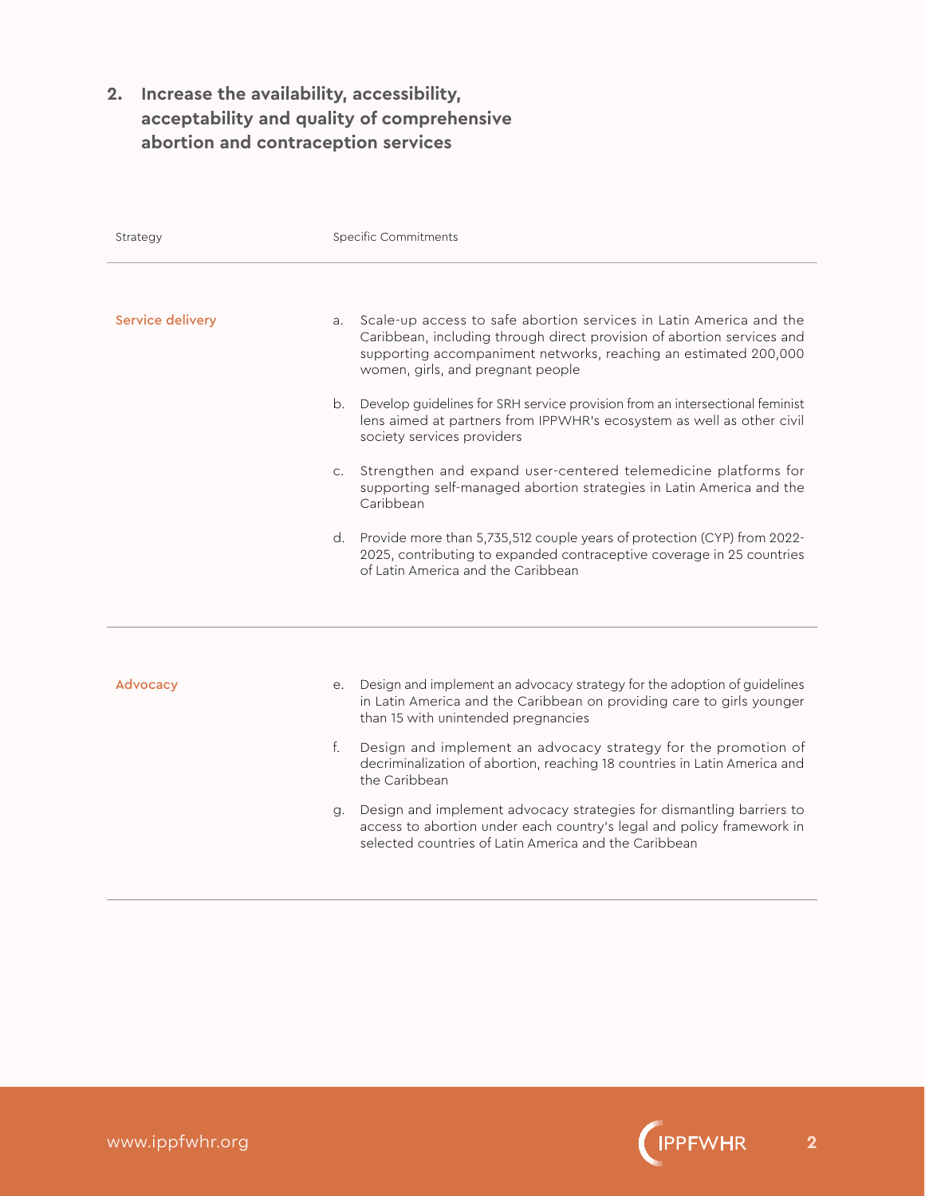## 2. Increase the availability, accessibility, acceptability and quality of comprehensive abortion and contraception services

| Strategy | Specific Commitments |
| --- | --- |
| Service delivery | a. Scale-up access to safe abortion services in Latin America and the Caribbean, including through direct provision of abortion services and supporting accompaniment networks, reaching an estimated 200,000 women, girls, and pregnant people<br><br>b. Develop guidelines for SRH service provision from an intersectional feminist lens aimed at partners from IPPWHR's ecosystem as well as other civil society services providers<br><br>c. Strengthen and expand user-centered telemedicine platforms for supporting self-managed abortion strategies in Latin America and the Caribbean<br><br>d. Provide more than 5,735,512 couple years of protection (CYP) from 2022-2025, contributing to expanded contraceptive coverage in 25 countries of Latin America and the Caribbean |
| Advocacy | e. Design and implement an advocacy strategy for the adoption of guidelines in Latin America and the Caribbean on providing care to girls younger than 15 with unintended pregnancies<br><br>f. Design and implement an advocacy strategy for the promotion of decriminalization of abortion, reaching 18 countries in Latin America and the Caribbean<br><br>g. Design and implement advocacy strategies for dismantling barriers to access to abortion under each country's legal and policy framework in selected countries of Latin America and the Caribbean |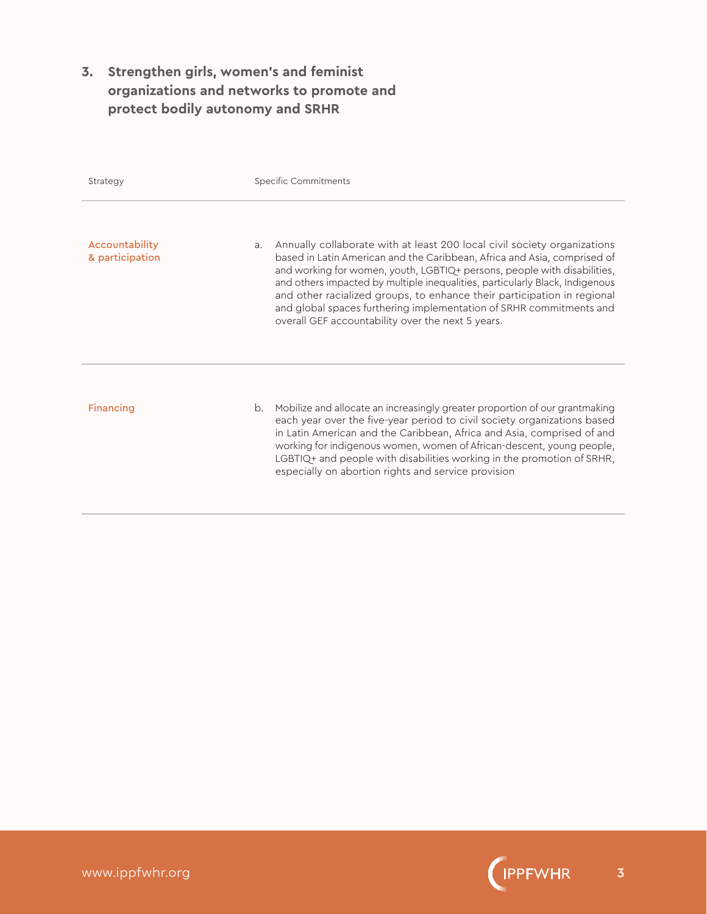### 3. Strengthen girls, women's and feminist organizations and networks to promote and protect bodily autonomy and SRHR

| Strategy | Specific Commitments |
| --- | --- |
| Accountability & participation | a. Annually collaborate with at least 200 local civil society organizations based in Latin American and the Caribbean, Africa and Asia, comprised of and working for women, youth, LGBTIQ+ persons, people with disabilities, and others impacted by multiple inequalities, particularly Black, Indigenous and other racialized groups, to enhance their participation in regional and global spaces furthering implementation of SRHR commitments and overall GEF accountability over the next 5 years. |
| Financing | b. Mobilize and allocate an increasingly greater proportion of our grantmaking each year over the five-year period to civil society organizations based in Latin American and the Caribbean, Africa and Asia, comprised of and working for indigenous women, women of African-descent, young people, LGBTIQ+ and people with disabilities working in the promotion of SRHR, especially on abortion rights and service provision |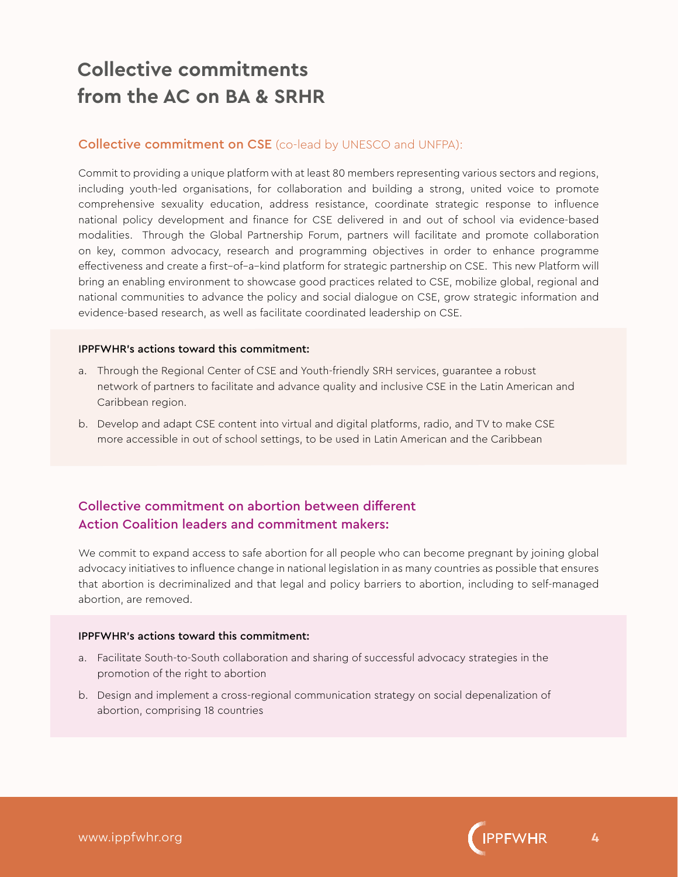# Collective commitments from the AC on BA & SRHR

## Collective commitment on CSE (co-lead by UNESCO and UNFPA):

Commit to providing a unique platform with at least 80 members representing various sectors and regions, including youth-led organisations, for collaboration and building a strong, united voice to promote comprehensive sexuality education, address resistance, coordinate strategic response to influence national policy development and finance for CSE delivered in and out of school via evidence-based modalities. Through the Global Partnership Forum, partners will facilitate and promote collaboration on key, common advocacy, research and programming objectives in order to enhance programme effectiveness and create a first-of-a-kind platform for strategic partnership on CSE. This new Platform will bring an enabling environment to showcase good practices related to CSE, mobilize global, regional and national communities to advance the policy and social dialogue on CSE, grow strategic information and evidence-based research, as well as facilitate coordinated leadership on CSE.

**IPPFWHR's actions toward this commitment:**

a. Through the Regional Center of CSE and Youth-friendly SRH services, guarantee a robust network of partners to facilitate and advance quality and inclusive CSE in the Latin American and Caribbean region.

b. Develop and adapt CSE content into virtual and digital platforms, radio, and TV to make CSE more accessible in out of school settings, to be used in Latin American and the Caribbean

## Collective commitment on abortion between different Action Coalition leaders and commitment makers:

We commit to expand access to safe abortion for all people who can become pregnant by joining global advocacy initiatives to influence change in national legislation in as many countries as possible that ensures that abortion is decriminalized and that legal and policy barriers to abortion, including to self-managed abortion, are removed.

**IPPFWHR's actions toward this commitment:**

a. Facilitate South-to-South collaboration and sharing of successful advocacy strategies in the promotion of the right to abortion

b. Design and implement a cross-regional communication strategy on social depenalization of abortion, comprising 18 countries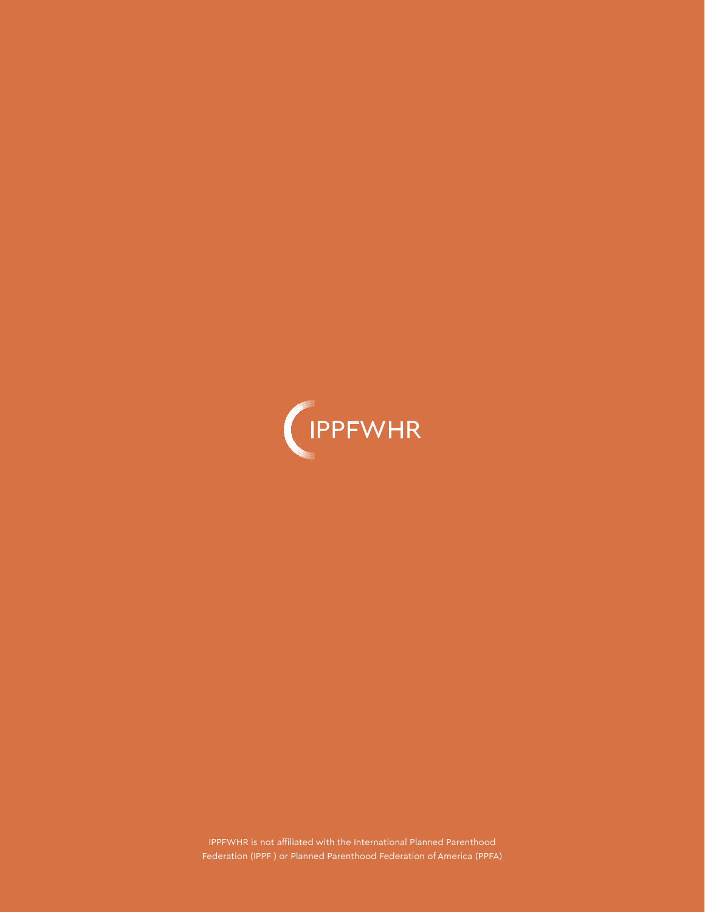IPPFWHR

IPPFWHR is not affiliated with the International Planned Parenthood Federation (IPPF ) or Planned Parenthood Federation of America (PPFA)